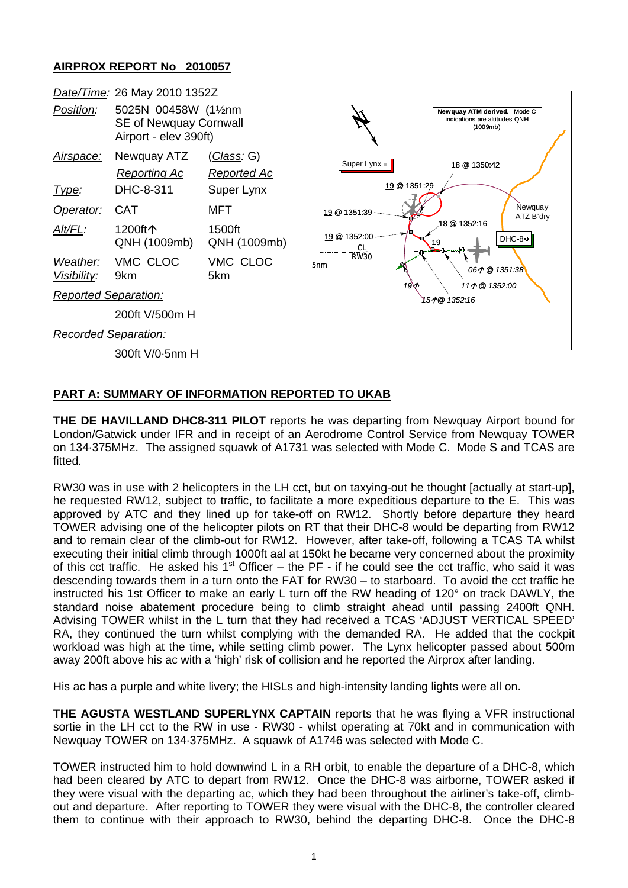## AIRPROX REPORT No 2010057

| | | |
|---|---|---|
| *Date/Time:* | 26 May 2010 1352Z | |
| *Position:* | 5025N 00458W (1½nm SE of Newquay Cornwall Airport - elev 390ft) | |
| *Airspace:* | Newquay ATZ | (*Class*: G) |
| | *Reporting Ac* | *Reported Ac* |
| *Type:* | DHC-8-311 | Super Lynx |
| *Operator:* | CAT | MFT |
| *Alt/FL:* | 1200ft↑ QNH (1009mb) | 1500ft QNH (1009mb) |
| *Weather:* | VMC CLOC | VMC CLOC |
| *Visibility:* | 9km | 5km |
| *Reported Separation:* | | |
| | 200ft V/500m H | |
| *Recorded Separation:* | | |
| | 300ft V/0·5nm H | |

Newquay ATM derived. Mode C indications are altitudes QNH (1009mb)

Super Lynx | 18 @ 1350:42 | 19 @ 1351:29 | 19 @ 1351:39 | 18 @ 1352:16 | 19 @ 1352:00 | 19 | Newquay ATZ B'dry | DHC-8 | CL RW30 | 5nm | 06↑ @ 1351:38 | 19↑ | 11↑ @ 1352:00 | 15↑@ 1352:16

## PART A: SUMMARY OF INFORMATION REPORTED TO UKAB

**THE DE HAVILLAND DHC8-311 PILOT** reports he was departing from Newquay Airport bound for London/Gatwick under IFR and in receipt of an Aerodrome Control Service from Newquay TOWER on 134·375MHz. The assigned squawk of A1731 was selected with Mode C. Mode S and TCAS are fitted.

RW30 was in use with 2 helicopters in the LH cct, but on taxying-out he thought [actually at start-up], he requested RW12, subject to traffic, to facilitate a more expeditious departure to the E. This was approved by ATC and they lined up for take-off on RW12. Shortly before departure they heard TOWER advising one of the helicopter pilots on RT that their DHC-8 would be departing from RW12 and to remain clear of the climb-out for RW12. However, after take-off, following a TCAS TA whilst executing their initial climb through 1000ft aal at 150kt he became very concerned about the proximity of this cct traffic. He asked his 1st Officer – the PF - if he could see the cct traffic, who said it was descending towards them in a turn onto the FAT for RW30 – to starboard. To avoid the cct traffic he instructed his 1st Officer to make an early L turn off the RW heading of 120° on track DAWLY, the standard noise abatement procedure being to climb straight ahead until passing 2400ft QNH. Advising TOWER whilst in the L turn that they had received a TCAS 'ADJUST VERTICAL SPEED' RA, they continued the turn whilst complying with the demanded RA. He added that the cockpit workload was high at the time, while setting climb power. The Lynx helicopter passed about 500m away 200ft above his ac with a 'high' risk of collision and he reported the Airprox after landing.

His ac has a purple and white livery; the HISLs and high-intensity landing lights were all on.

**THE AGUSTA WESTLAND SUPERLYNX CAPTAIN** reports that he was flying a VFR instructional sortie in the LH cct to the RW in use - RW30 - whilst operating at 70kt and in communication with Newquay TOWER on 134·375MHz. A squawk of A1746 was selected with Mode C.

TOWER instructed him to hold downwind L in a RH orbit, to enable the departure of a DHC-8, which had been cleared by ATC to depart from RW12. Once the DHC-8 was airborne, TOWER asked if they were visual with the departing ac, which they had been throughout the airliner's take-off, climb-out and departure. After reporting to TOWER they were visual with the DHC-8, the controller cleared them to continue with their approach to RW30, behind the departing DHC-8. Once the DHC-8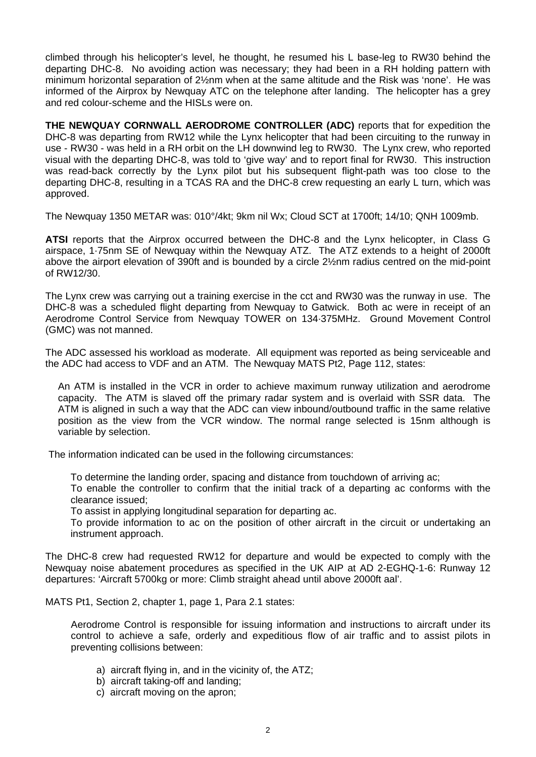climbed through his helicopter's level, he thought, he resumed his L base-leg to RW30 behind the departing DHC-8. No avoiding action was necessary; they had been in a RH holding pattern with minimum horizontal separation of 2½nm when at the same altitude and the Risk was 'none'. He was informed of the Airprox by Newquay ATC on the telephone after landing. The helicopter has a grey and red colour-scheme and the HISLs were on.

**THE NEWQUAY CORNWALL AERODROME CONTROLLER (ADC)** reports that for expedition the DHC-8 was departing from RW12 while the Lynx helicopter that had been circuiting to the runway in use - RW30 - was held in a RH orbit on the LH downwind leg to RW30. The Lynx crew, who reported visual with the departing DHC-8, was told to 'give way' and to report final for RW30. This instruction was read-back correctly by the Lynx pilot but his subsequent flight-path was too close to the departing DHC-8, resulting in a TCAS RA and the DHC-8 crew requesting an early L turn, which was approved.

The Newquay 1350 METAR was: 010°/4kt; 9km nil Wx; Cloud SCT at 1700ft; 14/10; QNH 1009mb.

**ATSI** reports that the Airprox occurred between the DHC-8 and the Lynx helicopter, in Class G airspace, 1·75nm SE of Newquay within the Newquay ATZ. The ATZ extends to a height of 2000ft above the airport elevation of 390ft and is bounded by a circle 2½nm radius centred on the mid-point of RW12/30.

The Lynx crew was carrying out a training exercise in the cct and RW30 was the runway in use. The DHC-8 was a scheduled flight departing from Newquay to Gatwick. Both ac were in receipt of an Aerodrome Control Service from Newquay TOWER on 134·375MHz. Ground Movement Control (GMC) was not manned.

The ADC assessed his workload as moderate. All equipment was reported as being serviceable and the ADC had access to VDF and an ATM. The Newquay MATS Pt2, Page 112, states:

> An ATM is installed in the VCR in order to achieve maximum runway utilization and aerodrome capacity. The ATM is slaved off the primary radar system and is overlaid with SSR data. The ATM is aligned in such a way that the ADC can view inbound/outbound traffic in the same relative position as the view from the VCR window. The normal range selected is 15nm although is variable by selection.

The information indicated can be used in the following circumstances:

> To determine the landing order, spacing and distance from touchdown of arriving ac;
> To enable the controller to confirm that the initial track of a departing ac conforms with the clearance issued;
> To assist in applying longitudinal separation for departing ac.
> To provide information to ac on the position of other aircraft in the circuit or undertaking an instrument approach.

The DHC-8 crew had requested RW12 for departure and would be expected to comply with the Newquay noise abatement procedures as specified in the UK AIP at AD 2-EGHQ-1-6: Runway 12 departures: 'Aircraft 5700kg or more: Climb straight ahead until above 2000ft aal'.

MATS Pt1, Section 2, chapter 1, page 1, Para 2.1 states:

> Aerodrome Control is responsible for issuing information and instructions to aircraft under its control to achieve a safe, orderly and expeditious flow of air traffic and to assist pilots in preventing collisions between:
>
> a) aircraft flying in, and in the vicinity of, the ATZ;
> b) aircraft taking-off and landing;
> c) aircraft moving on the apron;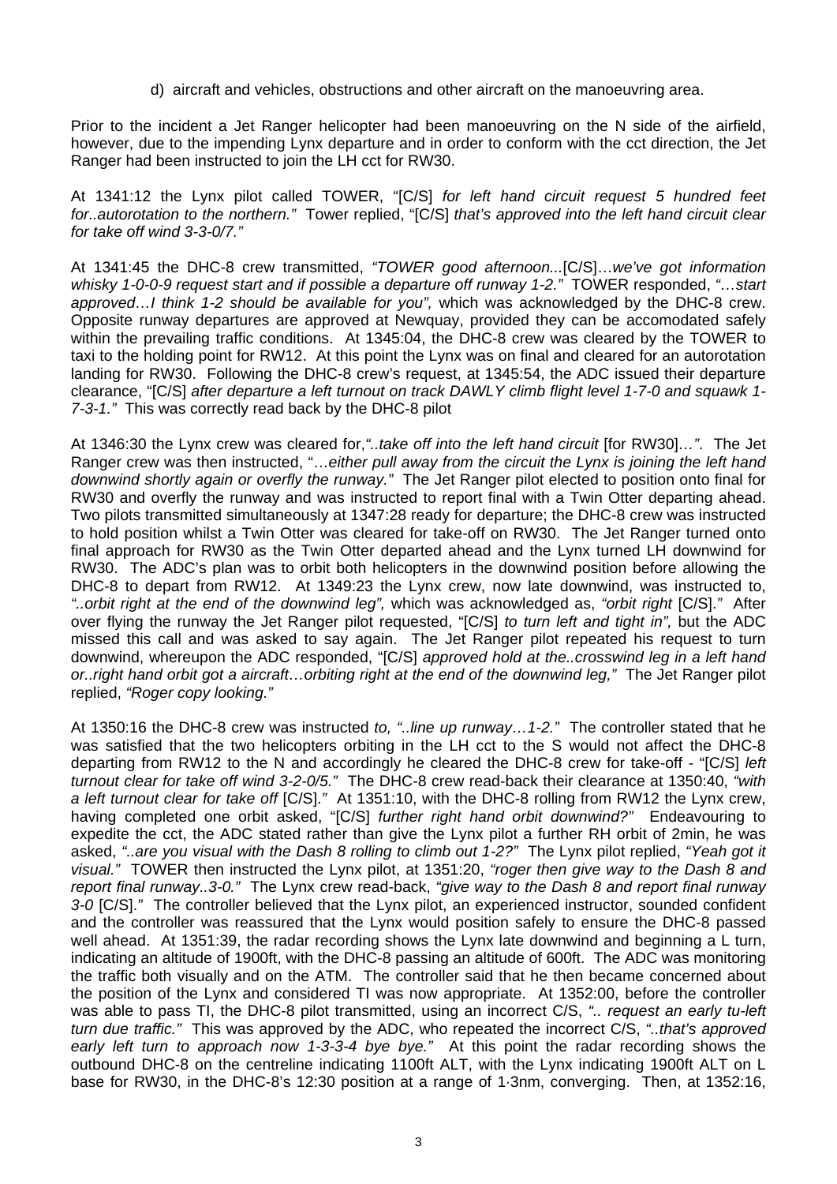d) aircraft and vehicles, obstructions and other aircraft on the manoeuvring area.

Prior to the incident a Jet Ranger helicopter had been manoeuvring on the N side of the airfield, however, due to the impending Lynx departure and in order to conform with the cct direction, the Jet Ranger had been instructed to join the LH cct for RW30.

At 1341:12 the Lynx pilot called TOWER, "[C/S] *for left hand circuit request 5 hundred feet for..autorotation to the northern."* Tower replied, "[C/S] *that's approved into the left hand circuit clear for take off wind 3-3-0/7."*

At 1341:45 the DHC-8 crew transmitted, *"TOWER good afternoon...*[C/S]*…we've got information whisky 1-0-0-9 request start and if possible a departure off runway 1-2."* TOWER responded, *"…start approved…I think 1-2 should be available for you",* which was acknowledged by the DHC-8 crew. Opposite runway departures are approved at Newquay, provided they can be accomodated safely within the prevailing traffic conditions. At 1345:04, the DHC-8 crew was cleared by the TOWER to taxi to the holding point for RW12. At this point the Lynx was on final and cleared for an autorotation landing for RW30. Following the DHC-8 crew's request, at 1345:54, the ADC issued their departure clearance, "[C/S] *after departure a left turnout on track DAWLY climb flight level 1-7-0 and squawk 1-7-3-1."* This was correctly read back by the DHC-8 pilot

At 1346:30 the Lynx crew was cleared for,*"..take off into the left hand circuit* [for RW30]*…"*. The Jet Ranger crew was then instructed, "*…either pull away from the circuit the Lynx is joining the left hand downwind shortly again or overfly the runway."* The Jet Ranger pilot elected to position onto final for RW30 and overfly the runway and was instructed to report final with a Twin Otter departing ahead. Two pilots transmitted simultaneously at 1347:28 ready for departure; the DHC-8 crew was instructed to hold position whilst a Twin Otter was cleared for take-off on RW30. The Jet Ranger turned onto final approach for RW30 as the Twin Otter departed ahead and the Lynx turned LH downwind for RW30. The ADC's plan was to orbit both helicopters in the downwind position before allowing the DHC-8 to depart from RW12. At 1349:23 the Lynx crew, now late downwind, was instructed to, *"..orbit right at the end of the downwind leg",* which was acknowledged as, *"orbit right* [C/S]*."* After over flying the runway the Jet Ranger pilot requested, "[C/S] *to turn left and tight in",* but the ADC missed this call and was asked to say again. The Jet Ranger pilot repeated his request to turn downwind, whereupon the ADC responded, "[C/S] *approved hold at the..crosswind leg in a left hand or..right hand orbit got a aircraft…orbiting right at the end of the downwind leg,"* The Jet Ranger pilot replied, *"Roger copy looking."*

At 1350:16 the DHC-8 crew was instructed *to, "..line up runway…1-2."* The controller stated that he was satisfied that the two helicopters orbiting in the LH cct to the S would not affect the DHC-8 departing from RW12 to the N and accordingly he cleared the DHC-8 crew for take-off - "[C/S] *left turnout clear for take off wind 3-2-0/5."* The DHC-8 crew read-back their clearance at 1350:40, *"with a left turnout clear for take off* [C/S]*."* At 1351:10, with the DHC-8 rolling from RW12 the Lynx crew, having completed one orbit asked, "[C/S] *further right hand orbit downwind?"* Endeavouring to expedite the cct, the ADC stated rather than give the Lynx pilot a further RH orbit of 2min, he was asked, *"..are you visual with the Dash 8 rolling to climb out 1-2?"* The Lynx pilot replied, *"Yeah got it visual."* TOWER then instructed the Lynx pilot, at 1351:20, *"roger then give way to the Dash 8 and report final runway..3-0."* The Lynx crew read-back, *"give way to the Dash 8 and report final runway 3-0* [C/S]*."* The controller believed that the Lynx pilot, an experienced instructor, sounded confident and the controller was reassured that the Lynx would position safely to ensure the DHC-8 passed well ahead. At 1351:39, the radar recording shows the Lynx late downwind and beginning a L turn, indicating an altitude of 1900ft, with the DHC-8 passing an altitude of 600ft. The ADC was monitoring the traffic both visually and on the ATM. The controller said that he then became concerned about the position of the Lynx and considered TI was now appropriate. At 1352:00, before the controller was able to pass TI, the DHC-8 pilot transmitted, using an incorrect C/S, *".. request an early tu-left turn due traffic."* This was approved by the ADC, who repeated the incorrect C/S, *"..that's approved early left turn to approach now 1-3-3-4 bye bye."* At this point the radar recording shows the outbound DHC-8 on the centreline indicating 1100ft ALT, with the Lynx indicating 1900ft ALT on L base for RW30, in the DHC-8's 12:30 position at a range of 1·3nm, converging. Then, at 1352:16,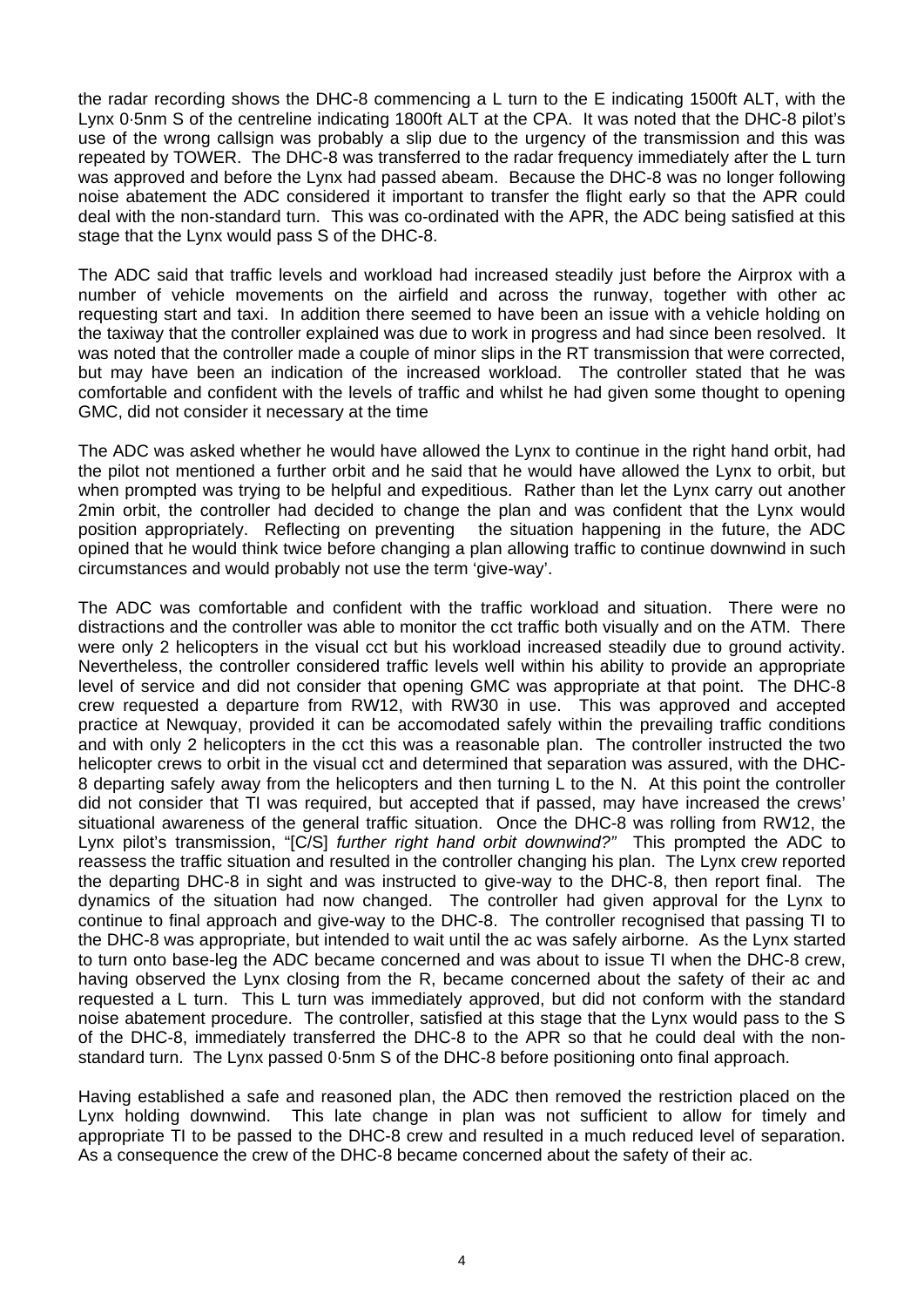the radar recording shows the DHC-8 commencing a L turn to the E indicating 1500ft ALT, with the Lynx 0·5nm S of the centreline indicating 1800ft ALT at the CPA. It was noted that the DHC-8 pilot's use of the wrong callsign was probably a slip due to the urgency of the transmission and this was repeated by TOWER. The DHC-8 was transferred to the radar frequency immediately after the L turn was approved and before the Lynx had passed abeam. Because the DHC-8 was no longer following noise abatement the ADC considered it important to transfer the flight early so that the APR could deal with the non-standard turn. This was co-ordinated with the APR, the ADC being satisfied at this stage that the Lynx would pass S of the DHC-8.

The ADC said that traffic levels and workload had increased steadily just before the Airprox with a number of vehicle movements on the airfield and across the runway, together with other ac requesting start and taxi. In addition there seemed to have been an issue with a vehicle holding on the taxiway that the controller explained was due to work in progress and had since been resolved. It was noted that the controller made a couple of minor slips in the RT transmission that were corrected, but may have been an indication of the increased workload. The controller stated that he was comfortable and confident with the levels of traffic and whilst he had given some thought to opening GMC, did not consider it necessary at the time

The ADC was asked whether he would have allowed the Lynx to continue in the right hand orbit, had the pilot not mentioned a further orbit and he said that he would have allowed the Lynx to orbit, but when prompted was trying to be helpful and expeditious. Rather than let the Lynx carry out another 2min orbit, the controller had decided to change the plan and was confident that the Lynx would position appropriately. Reflecting on preventing the situation happening in the future, the ADC opined that he would think twice before changing a plan allowing traffic to continue downwind in such circumstances and would probably not use the term 'give-way'.

The ADC was comfortable and confident with the traffic workload and situation. There were no distractions and the controller was able to monitor the cct traffic both visually and on the ATM. There were only 2 helicopters in the visual cct but his workload increased steadily due to ground activity. Nevertheless, the controller considered traffic levels well within his ability to provide an appropriate level of service and did not consider that opening GMC was appropriate at that point. The DHC-8 crew requested a departure from RW12, with RW30 in use. This was approved and accepted practice at Newquay, provided it can be accomodated safely within the prevailing traffic conditions and with only 2 helicopters in the cct this was a reasonable plan. The controller instructed the two helicopter crews to orbit in the visual cct and determined that separation was assured, with the DHC-8 departing safely away from the helicopters and then turning L to the N. At this point the controller did not consider that TI was required, but accepted that if passed, may have increased the crews' situational awareness of the general traffic situation. Once the DHC-8 was rolling from RW12, the Lynx pilot's transmission, "[C/S] *further right hand orbit downwind?"* This prompted the ADC to reassess the traffic situation and resulted in the controller changing his plan. The Lynx crew reported the departing DHC-8 in sight and was instructed to give-way to the DHC-8, then report final. The dynamics of the situation had now changed. The controller had given approval for the Lynx to continue to final approach and give-way to the DHC-8. The controller recognised that passing TI to the DHC-8 was appropriate, but intended to wait until the ac was safely airborne. As the Lynx started to turn onto base-leg the ADC became concerned and was about to issue TI when the DHC-8 crew, having observed the Lynx closing from the R, became concerned about the safety of their ac and requested a L turn. This L turn was immediately approved, but did not conform with the standard noise abatement procedure. The controller, satisfied at this stage that the Lynx would pass to the S of the DHC-8, immediately transferred the DHC-8 to the APR so that he could deal with the non-standard turn. The Lynx passed 0·5nm S of the DHC-8 before positioning onto final approach.

Having established a safe and reasoned plan, the ADC then removed the restriction placed on the Lynx holding downwind. This late change in plan was not sufficient to allow for timely and appropriate TI to be passed to the DHC-8 crew and resulted in a much reduced level of separation. As a consequence the crew of the DHC-8 became concerned about the safety of their ac.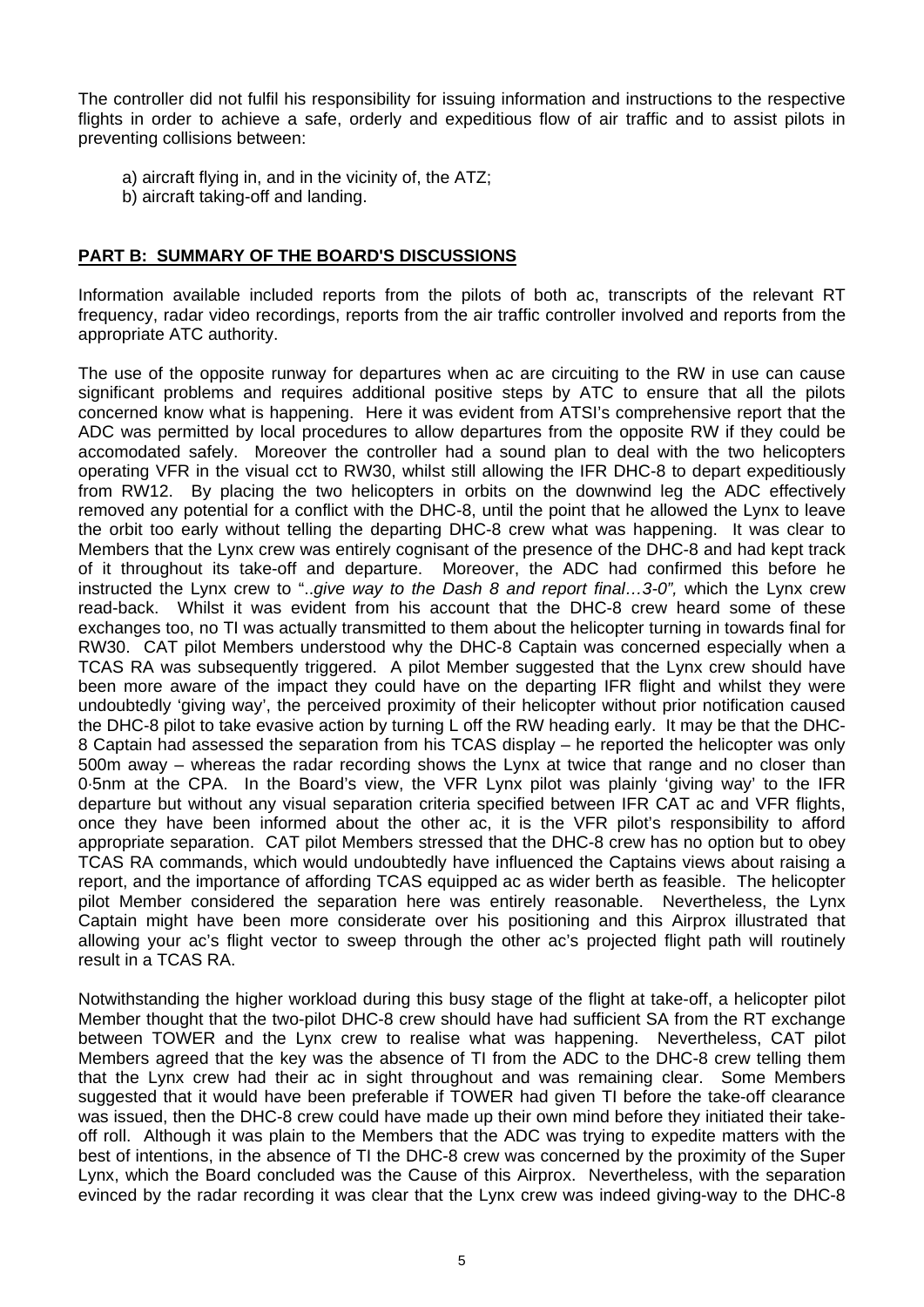The controller did not fulfil his responsibility for issuing information and instructions to the respective flights in order to achieve a safe, orderly and expeditious flow of air traffic and to assist pilots in preventing collisions between:

a) aircraft flying in, and in the vicinity of, the ATZ;
b) aircraft taking-off and landing.

## PART B: SUMMARY OF THE BOARD'S DISCUSSIONS

Information available included reports from the pilots of both ac, transcripts of the relevant RT frequency, radar video recordings, reports from the air traffic controller involved and reports from the appropriate ATC authority.

The use of the opposite runway for departures when ac are circuiting to the RW in use can cause significant problems and requires additional positive steps by ATC to ensure that all the pilots concerned know what is happening. Here it was evident from ATSI's comprehensive report that the ADC was permitted by local procedures to allow departures from the opposite RW if they could be accomodated safely. Moreover the controller had a sound plan to deal with the two helicopters operating VFR in the visual cct to RW30, whilst still allowing the IFR DHC-8 to depart expeditiously from RW12. By placing the two helicopters in orbits on the downwind leg the ADC effectively removed any potential for a conflict with the DHC-8, until the point that he allowed the Lynx to leave the orbit too early without telling the departing DHC-8 crew what was happening. It was clear to Members that the Lynx crew was entirely cognisant of the presence of the DHC-8 and had kept track of it throughout its take-off and departure. Moreover, the ADC had confirmed this before he instructed the Lynx crew to "..*give way to the Dash 8 and report final…3-0",* which the Lynx crew read-back. Whilst it was evident from his account that the DHC-8 crew heard some of these exchanges too, no TI was actually transmitted to them about the helicopter turning in towards final for RW30. CAT pilot Members understood why the DHC-8 Captain was concerned especially when a TCAS RA was subsequently triggered. A pilot Member suggested that the Lynx crew should have been more aware of the impact they could have on the departing IFR flight and whilst they were undoubtedly 'giving way', the perceived proximity of their helicopter without prior notification caused the DHC-8 pilot to take evasive action by turning L off the RW heading early. It may be that the DHC-8 Captain had assessed the separation from his TCAS display – he reported the helicopter was only 500m away – whereas the radar recording shows the Lynx at twice that range and no closer than 0·5nm at the CPA. In the Board's view, the VFR Lynx pilot was plainly 'giving way' to the IFR departure but without any visual separation criteria specified between IFR CAT ac and VFR flights, once they have been informed about the other ac, it is the VFR pilot's responsibility to afford appropriate separation. CAT pilot Members stressed that the DHC-8 crew has no option but to obey TCAS RA commands, which would undoubtedly have influenced the Captains views about raising a report, and the importance of affording TCAS equipped ac as wider berth as feasible. The helicopter pilot Member considered the separation here was entirely reasonable. Nevertheless, the Lynx Captain might have been more considerate over his positioning and this Airprox illustrated that allowing your ac's flight vector to sweep through the other ac's projected flight path will routinely result in a TCAS RA.

Notwithstanding the higher workload during this busy stage of the flight at take-off, a helicopter pilot Member thought that the two-pilot DHC-8 crew should have had sufficient SA from the RT exchange between TOWER and the Lynx crew to realise what was happening. Nevertheless, CAT pilot Members agreed that the key was the absence of TI from the ADC to the DHC-8 crew telling them that the Lynx crew had their ac in sight throughout and was remaining clear. Some Members suggested that it would have been preferable if TOWER had given TI before the take-off clearance was issued, then the DHC-8 crew could have made up their own mind before they initiated their take-off roll. Although it was plain to the Members that the ADC was trying to expedite matters with the best of intentions, in the absence of TI the DHC-8 crew was concerned by the proximity of the Super Lynx, which the Board concluded was the Cause of this Airprox. Nevertheless, with the separation evinced by the radar recording it was clear that the Lynx crew was indeed giving-way to the DHC-8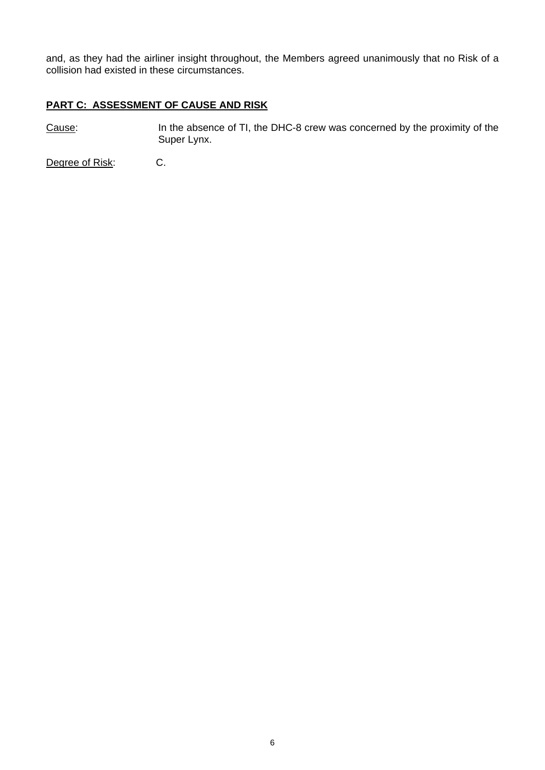and, as they had the airliner insight throughout, the Members agreed unanimously that no Risk of a collision had existed in these circumstances.

## PART C: ASSESSMENT OF CAUSE AND RISK

Cause: In the absence of TI, the DHC-8 crew was concerned by the proximity of the Super Lynx.

Degree of Risk: C.